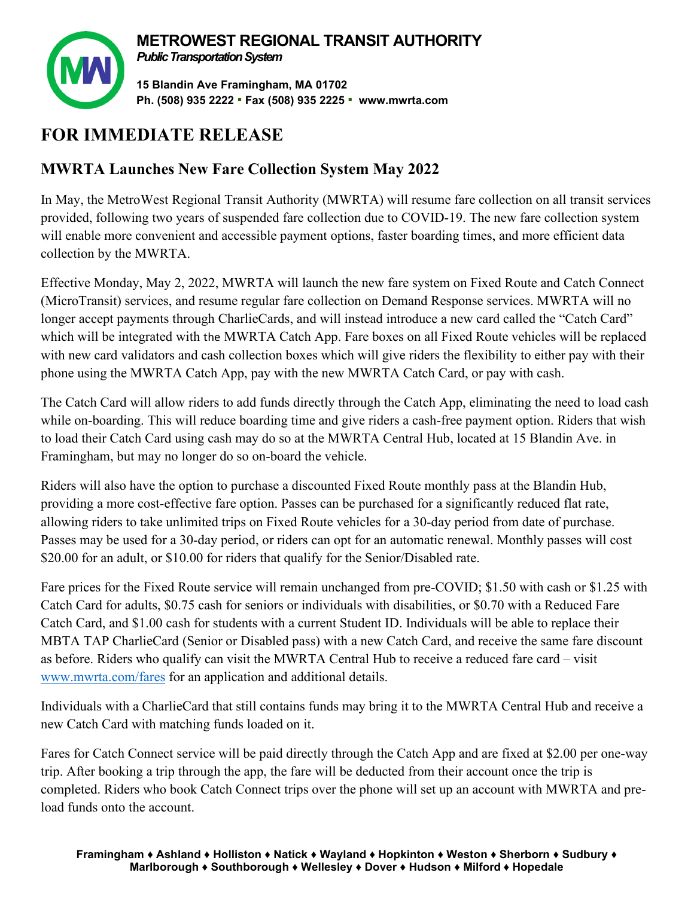**METROWEST REGIONAL TRANSIT AUTHORITY**
***Public Transportation System***

**15 Blandin Ave Framingham, MA 01702**
**Ph. (508) 935 2222 ▪ Fax (508) 935 2225 ▪ www.mwrta.com**

# FOR IMMEDIATE RELEASE

## MWRTA Launches New Fare Collection System May 2022

In May, the MetroWest Regional Transit Authority (MWRTA) will resume fare collection on all transit services provided, following two years of suspended fare collection due to COVID-19. The new fare collection system will enable more convenient and accessible payment options, faster boarding times, and more efficient data collection by the MWRTA.

Effective Monday, May 2, 2022, MWRTA will launch the new fare system on Fixed Route and Catch Connect (MicroTransit) services, and resume regular fare collection on Demand Response services. MWRTA will no longer accept payments through CharlieCards, and will instead introduce a new card called the "Catch Card" which will be integrated with the MWRTA Catch App. Fare boxes on all Fixed Route vehicles will be replaced with new card validators and cash collection boxes which will give riders the flexibility to either pay with their phone using the MWRTA Catch App, pay with the new MWRTA Catch Card, or pay with cash.

The Catch Card will allow riders to add funds directly through the Catch App, eliminating the need to load cash while on-boarding. This will reduce boarding time and give riders a cash-free payment option. Riders that wish to load their Catch Card using cash may do so at the MWRTA Central Hub, located at 15 Blandin Ave. in Framingham, but may no longer do so on-board the vehicle.

Riders will also have the option to purchase a discounted Fixed Route monthly pass at the Blandin Hub, providing a more cost-effective fare option. Passes can be purchased for a significantly reduced flat rate, allowing riders to take unlimited trips on Fixed Route vehicles for a 30-day period from date of purchase. Passes may be used for a 30-day period, or riders can opt for an automatic renewal. Monthly passes will cost $20.00 for an adult, or $10.00 for riders that qualify for the Senior/Disabled rate.

Fare prices for the Fixed Route service will remain unchanged from pre-COVID; $1.50 with cash or $1.25 with Catch Card for adults, $0.75 cash for seniors or individuals with disabilities, or $0.70 with a Reduced Fare Catch Card, and $1.00 cash for students with a current Student ID. Individuals will be able to replace their MBTA TAP CharlieCard (Senior or Disabled pass) with a new Catch Card, and receive the same fare discount as before. Riders who qualify can visit the MWRTA Central Hub to receive a reduced fare card – visit www.mwrta.com/fares for an application and additional details.

Individuals with a CharlieCard that still contains funds may bring it to the MWRTA Central Hub and receive a new Catch Card with matching funds loaded on it.

Fares for Catch Connect service will be paid directly through the Catch App and are fixed at $2.00 per one-way trip. After booking a trip through the app, the fare will be deducted from their account once the trip is completed. Riders who book Catch Connect trips over the phone will set up an account with MWRTA and pre-load funds onto the account.

**Framingham ♦ Ashland ♦ Holliston ♦ Natick ♦ Wayland ♦ Hopkinton ♦ Weston ♦ Sherborn ♦ Sudbury ♦ Marlborough ♦ Southborough ♦ Wellesley ♦ Dover ♦ Hudson ♦ Milford ♦ Hopedale**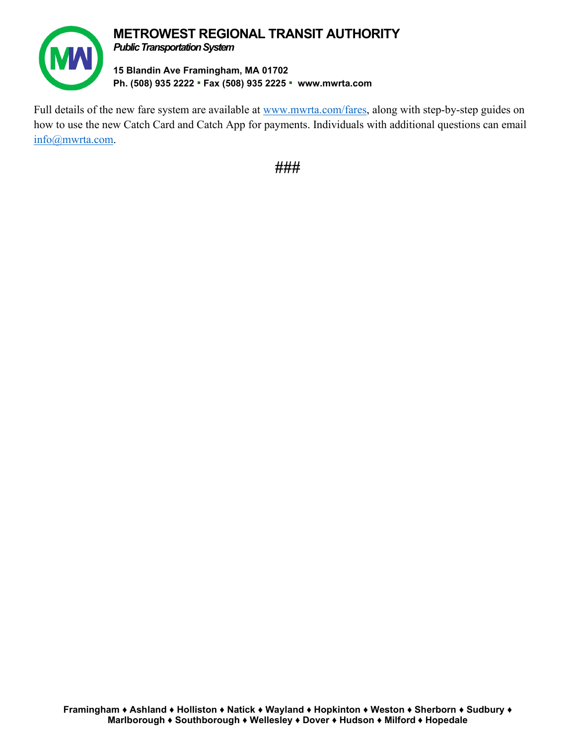Full details of the new fare system are available at www.mwrta.com/fares, along with step-by-step guides on how to use the new Catch Card and Catch App for payments. Individuals with additional questions can email info@mwrta.com.

###